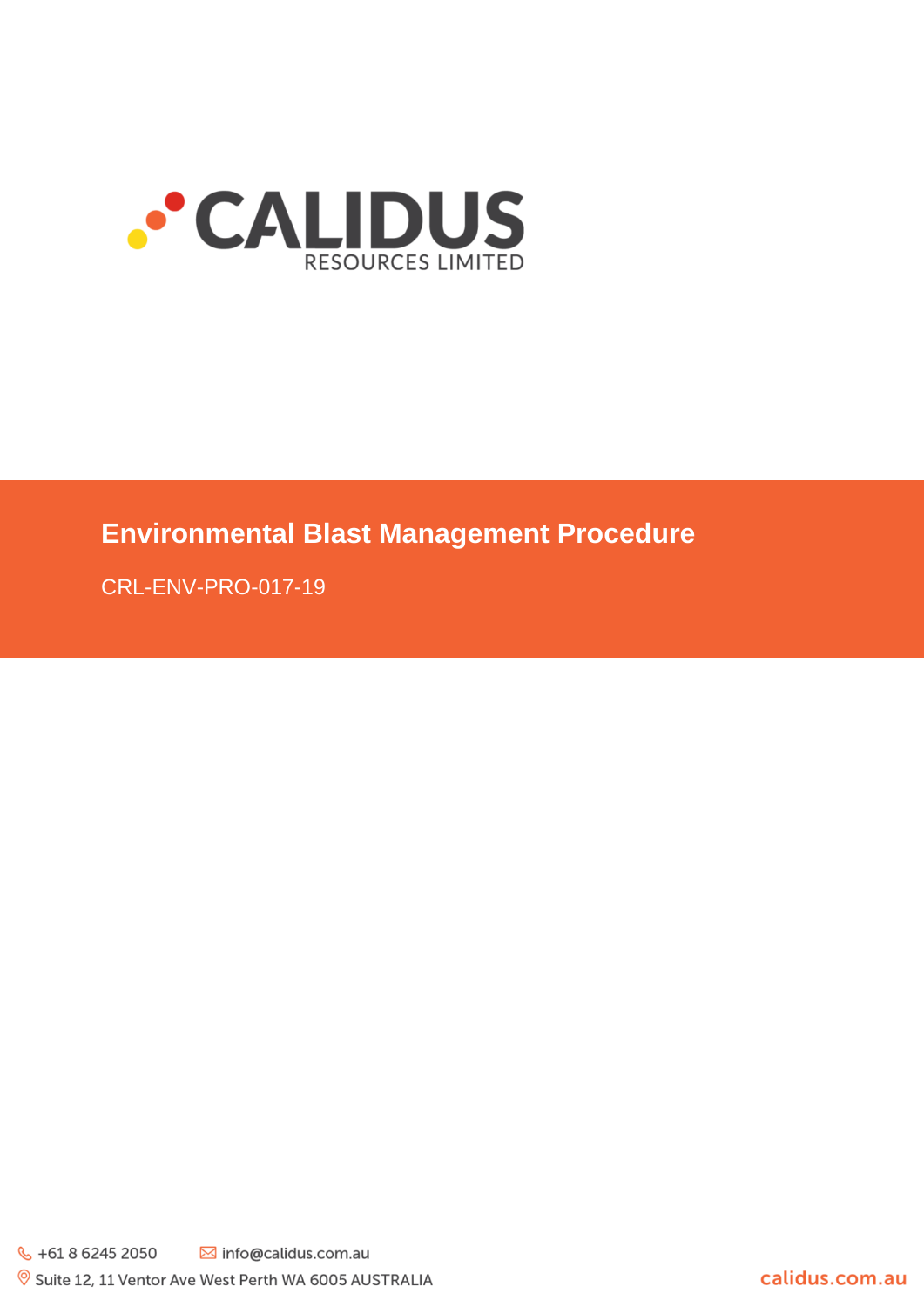CALIDUS RESOURCES LIMITED

# Environmental Blast Management Procedure

CRL-ENV-PRO-017-19

+61 8 6245 2050 info@calidus.com.au

Suite 12, 11 Ventor Ave West Perth WA 6005 AUSTRALIA

calidus.com.au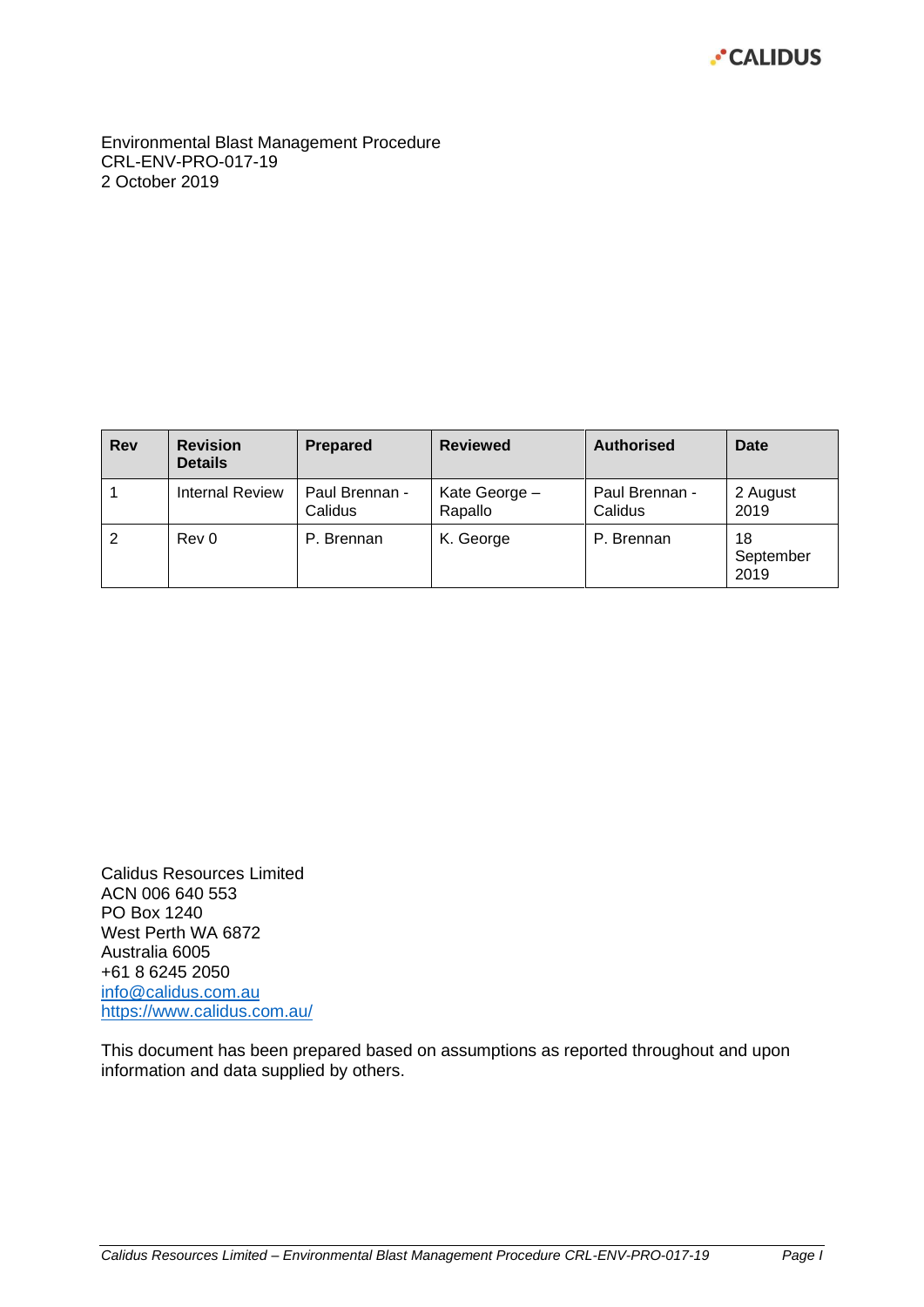Environmental Blast Management Procedure
CRL-ENV-PRO-017-19
2 October 2019

| Rev | Revision Details | Prepared | Reviewed | Authorised | Date |
|---|---|---|---|---|---|
| 1 | Internal Review | Paul Brennan - Calidus | Kate George – Rapallo | Paul Brennan - Calidus | 2 August 2019 |
| 2 | Rev 0 | P. Brennan | K. George | P. Brennan | 18 September 2019 |

Calidus Resources Limited
ACN 006 640 553
PO Box 1240
West Perth WA 6872
Australia 6005
+61 8 6245 2050
[info@calidus.com.au](mailto:info@calidus.com.au)
[https://www.calidus.com.au/](https://www.calidus.com.au/)

This document has been prepared based on assumptions as reported throughout and upon information and data supplied by others.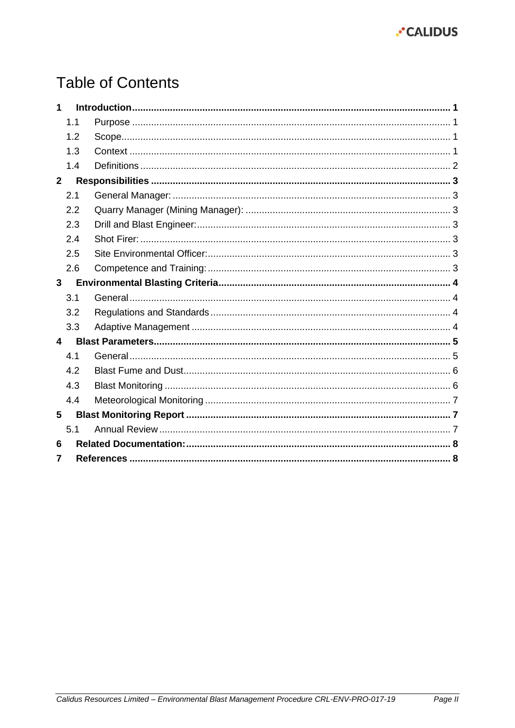# Table of Contents

**1 Introduction** ..... **1**

- 1.1 Purpose ..... 1
- 1.2 Scope ..... 1
- 1.3 Context ..... 1
- 1.4 Definitions ..... 2

**2 Responsibilities** ..... **3**

- 2.1 General Manager: ..... 3
- 2.2 Quarry Manager (Mining Manager): ..... 3
- 2.3 Drill and Blast Engineer: ..... 3
- 2.4 Shot Firer: ..... 3
- 2.5 Site Environmental Officer: ..... 3
- 2.6 Competence and Training: ..... 3

**3 Environmental Blasting Criteria** ..... **4**

- 3.1 General ..... 4
- 3.2 Regulations and Standards ..... 4
- 3.3 Adaptive Management ..... 4

**4 Blast Parameters** ..... **5**

- 4.1 General ..... 5
- 4.2 Blast Fume and Dust ..... 6
- 4.3 Blast Monitoring ..... 6
- 4.4 Meteorological Monitoring ..... 7

**5 Blast Monitoring Report** ..... **7**

- 5.1 Annual Review ..... 7

**6 Related Documentation:** ..... **8**

**7 References** ..... **8**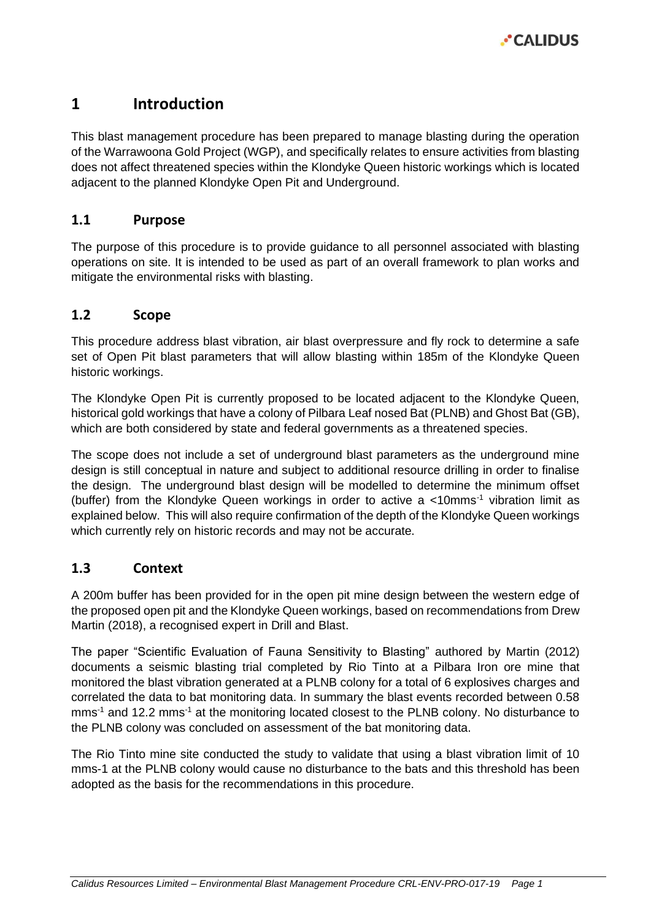# 1 Introduction

This blast management procedure has been prepared to manage blasting during the operation of the Warrawoona Gold Project (WGP), and specifically relates to ensure activities from blasting does not affect threatened species within the Klondyke Queen historic workings which is located adjacent to the planned Klondyke Open Pit and Underground.

## 1.1 Purpose

The purpose of this procedure is to provide guidance to all personnel associated with blasting operations on site. It is intended to be used as part of an overall framework to plan works and mitigate the environmental risks with blasting.

## 1.2 Scope

This procedure address blast vibration, air blast overpressure and fly rock to determine a safe set of Open Pit blast parameters that will allow blasting within 185m of the Klondyke Queen historic workings.

The Klondyke Open Pit is currently proposed to be located adjacent to the Klondyke Queen, historical gold workings that have a colony of Pilbara Leaf nosed Bat (PLNB) and Ghost Bat (GB), which are both considered by state and federal governments as a threatened species.

The scope does not include a set of underground blast parameters as the underground mine design is still conceptual in nature and subject to additional resource drilling in order to finalise the design. The underground blast design will be modelled to determine the minimum offset (buffer) from the Klondyke Queen workings in order to active a <10mms$^{-1}$ vibration limit as explained below. This will also require confirmation of the depth of the Klondyke Queen workings which currently rely on historic records and may not be accurate.

## 1.3 Context

A 200m buffer has been provided for in the open pit mine design between the western edge of the proposed open pit and the Klondyke Queen workings, based on recommendations from Drew Martin (2018), a recognised expert in Drill and Blast.

The paper "Scientific Evaluation of Fauna Sensitivity to Blasting" authored by Martin (2012) documents a seismic blasting trial completed by Rio Tinto at a Pilbara Iron ore mine that monitored the blast vibration generated at a PLNB colony for a total of 6 explosives charges and correlated the data to bat monitoring data. In summary the blast events recorded between 0.58 mms$^{-1}$ and 12.2 mms$^{-1}$ at the monitoring located closest to the PLNB colony. No disturbance to the PLNB colony was concluded on assessment of the bat monitoring data.

The Rio Tinto mine site conducted the study to validate that using a blast vibration limit of 10 mms-1 at the PLNB colony would cause no disturbance to the bats and this threshold has been adopted as the basis for the recommendations in this procedure.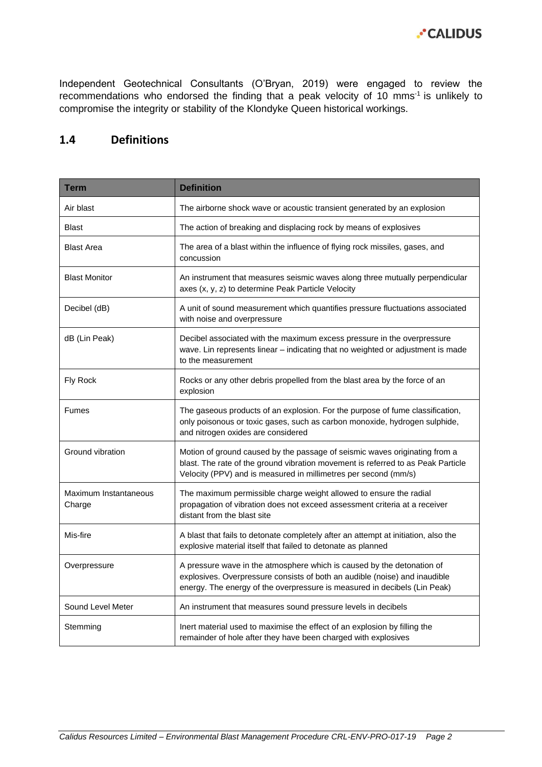Independent Geotechnical Consultants (O'Bryan, 2019) were engaged to review the recommendations who endorsed the finding that a peak velocity of 10 $mms^{-1}$ is unlikely to compromise the integrity or stability of the Klondyke Queen historical workings.

## 1.4 Definitions

| Term | Definition |
|---|---|
| Air blast | The airborne shock wave or acoustic transient generated by an explosion |
| Blast | The action of breaking and displacing rock by means of explosives |
| Blast Area | The area of a blast within the influence of flying rock missiles, gases, and concussion |
| Blast Monitor | An instrument that measures seismic waves along three mutually perpendicular axes (x, y, z) to determine Peak Particle Velocity |
| Decibel (dB) | A unit of sound measurement which quantifies pressure fluctuations associated with noise and overpressure |
| dB (Lin Peak) | Decibel associated with the maximum excess pressure in the overpressure wave. Lin represents linear – indicating that no weighted or adjustment is made to the measurement |
| Fly Rock | Rocks or any other debris propelled from the blast area by the force of an explosion |
| Fumes | The gaseous products of an explosion. For the purpose of fume classification, only poisonous or toxic gases, such as carbon monoxide, hydrogen sulphide, and nitrogen oxides are considered |
| Ground vibration | Motion of ground caused by the passage of seismic waves originating from a blast. The rate of the ground vibration movement is referred to as Peak Particle Velocity (PPV) and is measured in millimetres per second (mm/s) |
| Maximum Instantaneous Charge | The maximum permissible charge weight allowed to ensure the radial propagation of vibration does not exceed assessment criteria at a receiver distant from the blast site |
| Mis-fire | A blast that fails to detonate completely after an attempt at initiation, also the explosive material itself that failed to detonate as planned |
| Overpressure | A pressure wave in the atmosphere which is caused by the detonation of explosives. Overpressure consists of both an audible (noise) and inaudible energy. The energy of the overpressure is measured in decibels (Lin Peak) |
| Sound Level Meter | An instrument that measures sound pressure levels in decibels |
| Stemming | Inert material used to maximise the effect of an explosion by filling the remainder of hole after they have been charged with explosives |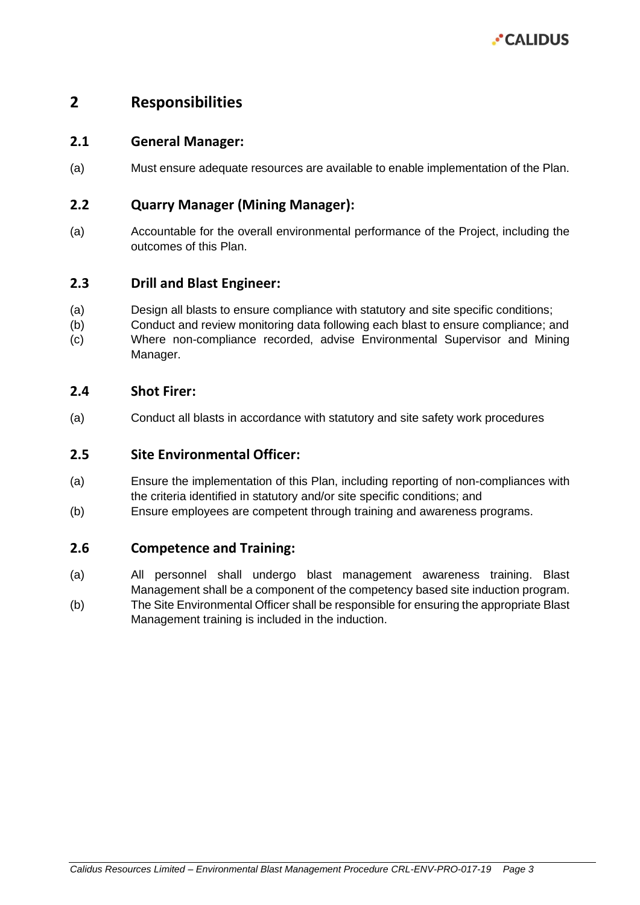# 2 Responsibilities

## 2.1 General Manager:

(a) Must ensure adequate resources are available to enable implementation of the Plan.

## 2.2 Quarry Manager (Mining Manager):

(a) Accountable for the overall environmental performance of the Project, including the outcomes of this Plan.

## 2.3 Drill and Blast Engineer:

(a) Design all blasts to ensure compliance with statutory and site specific conditions;

(b) Conduct and review monitoring data following each blast to ensure compliance; and

(c) Where non-compliance recorded, advise Environmental Supervisor and Mining Manager.

## 2.4 Shot Firer:

(a) Conduct all blasts in accordance with statutory and site safety work procedures

## 2.5 Site Environmental Officer:

(a) Ensure the implementation of this Plan, including reporting of non-compliances with the criteria identified in statutory and/or site specific conditions; and

(b) Ensure employees are competent through training and awareness programs.

## 2.6 Competence and Training:

(a) All personnel shall undergo blast management awareness training. Blast Management shall be a component of the competency based site induction program.

(b) The Site Environmental Officer shall be responsible for ensuring the appropriate Blast Management training is included in the induction.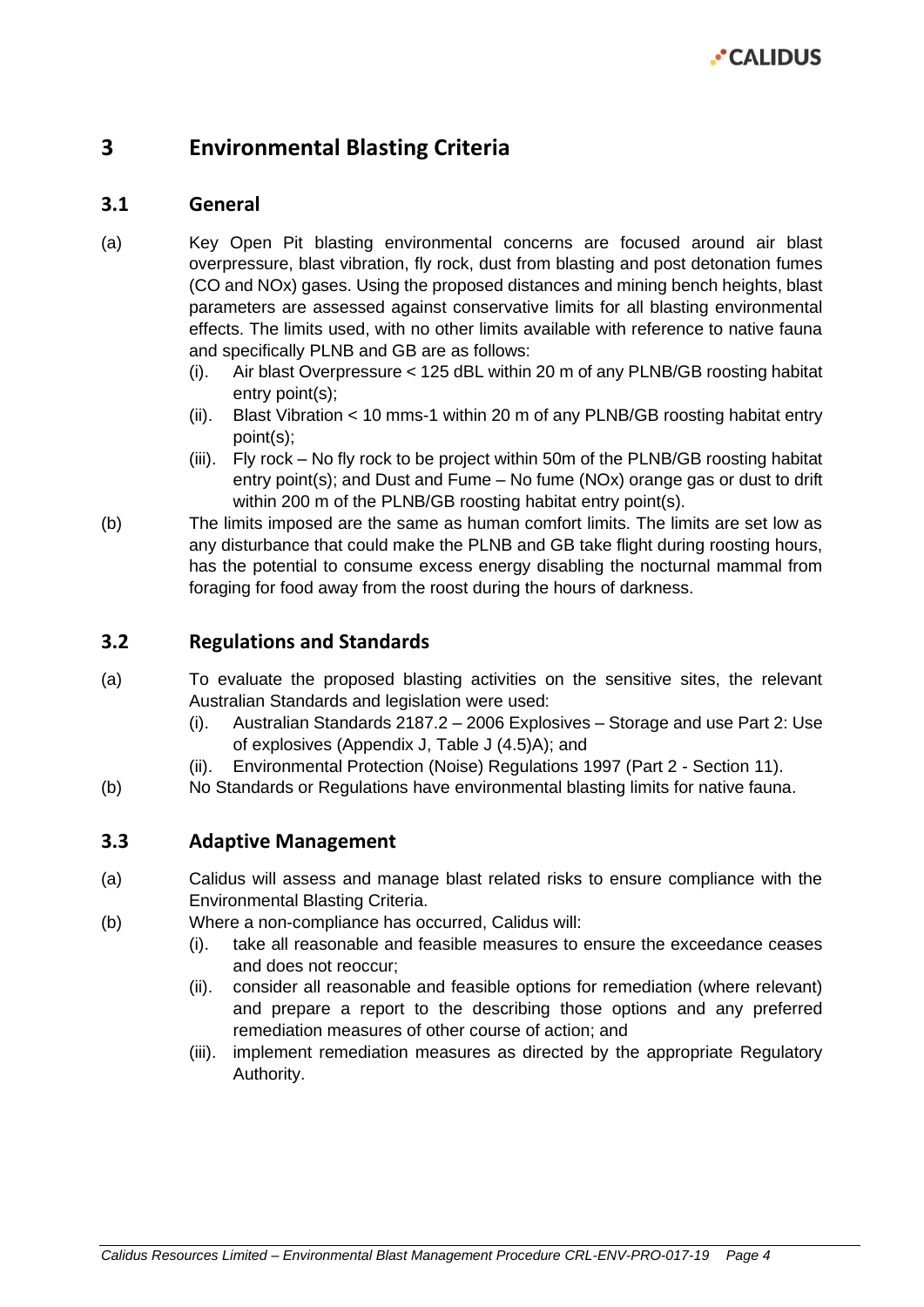# 3 Environmental Blasting Criteria

## 3.1 General

(a) Key Open Pit blasting environmental concerns are focused around air blast overpressure, blast vibration, fly rock, dust from blasting and post detonation fumes (CO and NOx) gases. Using the proposed distances and mining bench heights, blast parameters are assessed against conservative limits for all blasting environmental effects. The limits used, with no other limits available with reference to native fauna and specifically PLNB and GB are as follows:

(i). Air blast Overpressure < 125 dBL within 20 m of any PLNB/GB roosting habitat entry point(s);

(ii). Blast Vibration < 10 mms-1 within 20 m of any PLNB/GB roosting habitat entry point(s);

(iii). Fly rock – No fly rock to be project within 50m of the PLNB/GB roosting habitat entry point(s); and Dust and Fume – No fume (NOx) orange gas or dust to drift within 200 m of the PLNB/GB roosting habitat entry point(s).

(b) The limits imposed are the same as human comfort limits. The limits are set low as any disturbance that could make the PLNB and GB take flight during roosting hours, has the potential to consume excess energy disabling the nocturnal mammal from foraging for food away from the roost during the hours of darkness.

## 3.2 Regulations and Standards

(a) To evaluate the proposed blasting activities on the sensitive sites, the relevant Australian Standards and legislation were used:

(i). Australian Standards 2187.2 – 2006 Explosives – Storage and use Part 2: Use of explosives (Appendix J, Table J (4.5)A); and

(ii). Environmental Protection (Noise) Regulations 1997 (Part 2 - Section 11).

(b) No Standards or Regulations have environmental blasting limits for native fauna.

## 3.3 Adaptive Management

(a) Calidus will assess and manage blast related risks to ensure compliance with the Environmental Blasting Criteria.

(b) Where a non-compliance has occurred, Calidus will:

(i). take all reasonable and feasible measures to ensure the exceedance ceases and does not reoccur;

(ii). consider all reasonable and feasible options for remediation (where relevant) and prepare a report to the describing those options and any preferred remediation measures of other course of action; and

(iii). implement remediation measures as directed by the appropriate Regulatory Authority.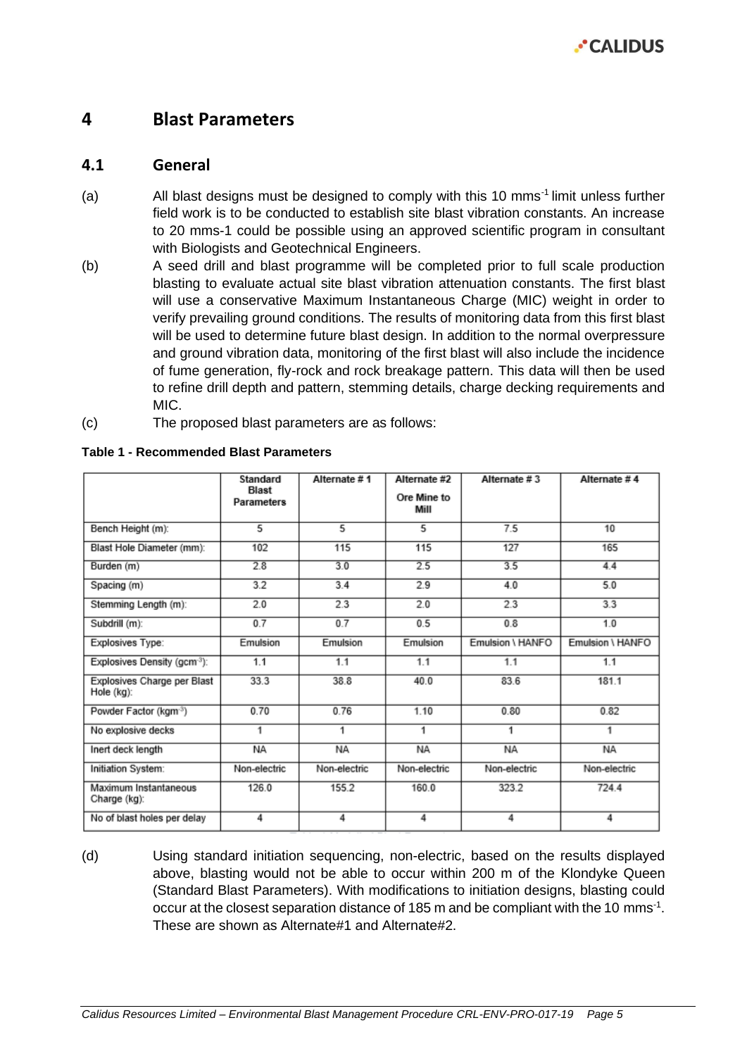# 4 Blast Parameters

## 4.1 General

(a) All blast designs must be designed to comply with this 10 mms$^{-1}$ limit unless further field work is to be conducted to establish site blast vibration constants. An increase to 20 mms-1 could be possible using an approved scientific program in consultant with Biologists and Geotechnical Engineers.

(b) A seed drill and blast programme will be completed prior to full scale production blasting to evaluate actual site blast vibration attenuation constants. The first blast will use a conservative Maximum Instantaneous Charge (MIC) weight in order to verify prevailing ground conditions. The results of monitoring data from this first blast will be used to determine future blast design. In addition to the normal overpressure and ground vibration data, monitoring of the first blast will also include the incidence of fume generation, fly-rock and rock breakage pattern. This data will then be used to refine drill depth and pattern, stemming details, charge decking requirements and MIC.

(c) The proposed blast parameters are as follows:

**Table 1 - Recommended Blast Parameters**

| | Standard Blast Parameters | Alternate # 1 | Alternate #2 Ore Mine to Mill | Alternate # 3 | Alternate # 4 |
|---|---|---|---|---|---|
| Bench Height (m): | 5 | 5 | 5 | 7.5 | 10 |
| Blast Hole Diameter (mm): | 102 | 115 | 115 | 127 | 165 |
| Burden (m) | 2.8 | 3.0 | 2.5 | 3.5 | 4.4 |
| Spacing (m) | 3.2 | 3.4 | 2.9 | 4.0 | 5.0 |
| Stemming Length (m): | 2.0 | 2.3 | 2.0 | 2.3 | 3.3 |
| Subdrill (m): | 0.7 | 0.7 | 0.5 | 0.8 | 1.0 |
| Explosives Type: | Emulsion | Emulsion | Emulsion | Emulsion \ HANFO | Emulsion \ HANFO |
| Explosives Density (gcm$^{-3}$): | 1.1 | 1.1 | 1.1 | 1.1 | 1.1 |
| Explosives Charge per Blast Hole (kg): | 33.3 | 38.8 | 40.0 | 83.6 | 181.1 |
| Powder Factor (kgm$^{-3}$) | 0.70 | 0.76 | 1.10 | 0.80 | 0.82 |
| No explosive decks | 1 | 1 | 1 | 1 | 1 |
| Inert deck length | NA | NA | NA | NA | NA |
| Initiation System: | Non-electric | Non-electric | Non-electric | Non-electric | Non-electric |
| Maximum Instantaneous Charge (kg): | 126.0 | 155.2 | 160.0 | 323.2 | 724.4 |
| No of blast holes per delay | 4 | 4 | 4 | 4 | 4 |

(d) Using standard initiation sequencing, non-electric, based on the results displayed above, blasting would not be able to occur within 200 m of the Klondyke Queen (Standard Blast Parameters). With modifications to initiation designs, blasting could occur at the closest separation distance of 185 m and be compliant with the 10 mms$^{-1}$. These are shown as Alternate#1 and Alternate#2.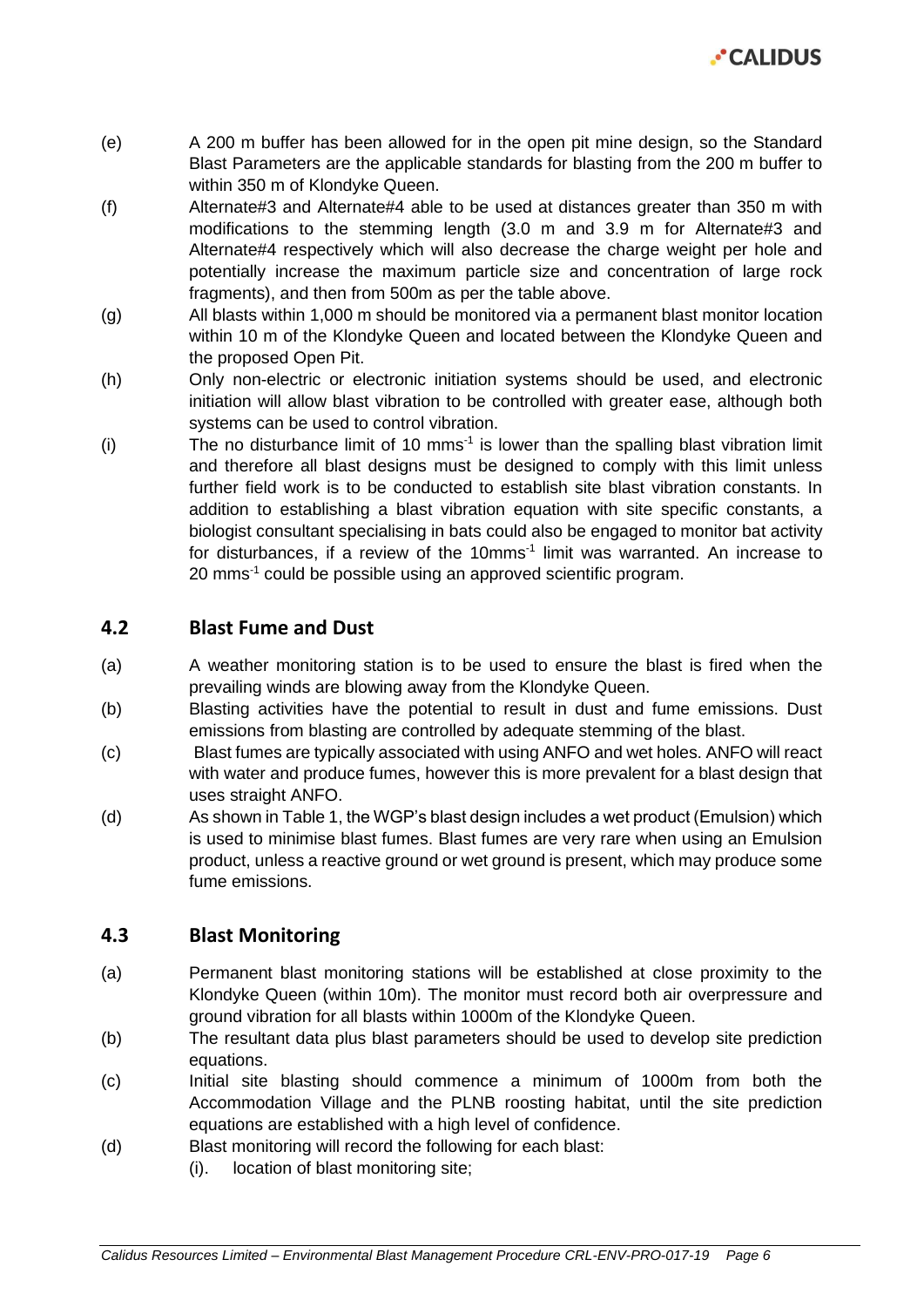(e) A 200 m buffer has been allowed for in the open pit mine design, so the Standard Blast Parameters are the applicable standards for blasting from the 200 m buffer to within 350 m of Klondyke Queen.

(f) Alternate#3 and Alternate#4 able to be used at distances greater than 350 m with modifications to the stemming length (3.0 m and 3.9 m for Alternate#3 and Alternate#4 respectively which will also decrease the charge weight per hole and potentially increase the maximum particle size and concentration of large rock fragments), and then from 500m as per the table above.

(g) All blasts within 1,000 m should be monitored via a permanent blast monitor location within 10 m of the Klondyke Queen and located between the Klondyke Queen and the proposed Open Pit.

(h) Only non-electric or electronic initiation systems should be used, and electronic initiation will allow blast vibration to be controlled with greater ease, although both systems can be used to control vibration.

(i) The no disturbance limit of 10 $mms^{-1}$ is lower than the spalling blast vibration limit and therefore all blast designs must be designed to comply with this limit unless further field work is to be conducted to establish site blast vibration constants. In addition to establishing a blast vibration equation with site specific constants, a biologist consultant specialising in bats could also be engaged to monitor bat activity for disturbances, if a review of the 10$mms^{-1}$ limit was warranted. An increase to 20 $mms^{-1}$ could be possible using an approved scientific program.

## 4.2 Blast Fume and Dust

(a) A weather monitoring station is to be used to ensure the blast is fired when the prevailing winds are blowing away from the Klondyke Queen.

(b) Blasting activities have the potential to result in dust and fume emissions. Dust emissions from blasting are controlled by adequate stemming of the blast.

(c) Blast fumes are typically associated with using ANFO and wet holes. ANFO will react with water and produce fumes, however this is more prevalent for a blast design that uses straight ANFO.

(d) As shown in Table 1, the WGP's blast design includes a wet product (Emulsion) which is used to minimise blast fumes. Blast fumes are very rare when using an Emulsion product, unless a reactive ground or wet ground is present, which may produce some fume emissions.

## 4.3 Blast Monitoring

(a) Permanent blast monitoring stations will be established at close proximity to the Klondyke Queen (within 10m). The monitor must record both air overpressure and ground vibration for all blasts within 1000m of the Klondyke Queen.

(b) The resultant data plus blast parameters should be used to develop site prediction equations.

(c) Initial site blasting should commence a minimum of 1000m from both the Accommodation Village and the PLNB roosting habitat, until the site prediction equations are established with a high level of confidence.

(d) Blast monitoring will record the following for each blast:

   (i). location of blast monitoring site;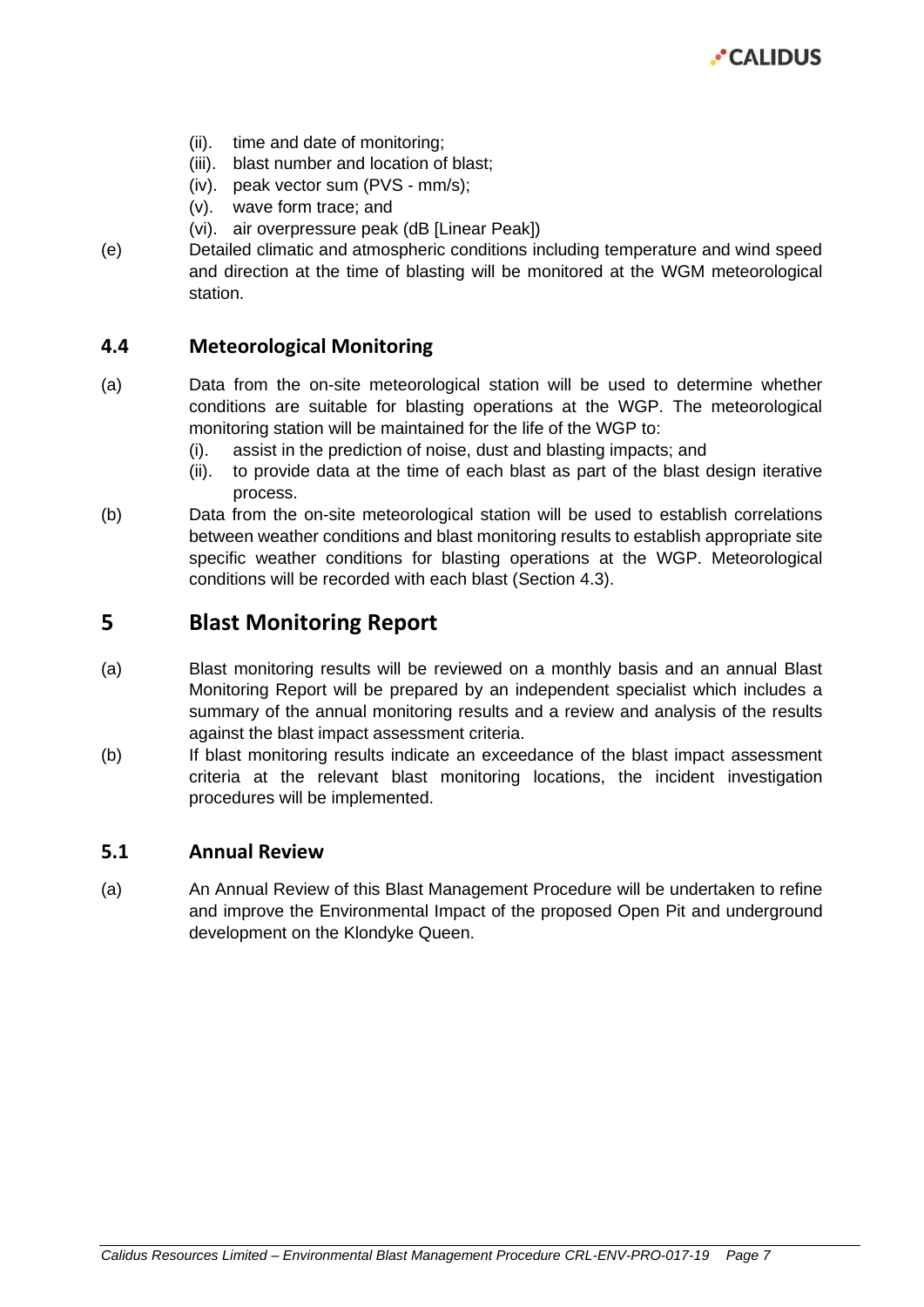(ii). time and date of monitoring;
(iii). blast number and location of blast;
(iv). peak vector sum (PVS - mm/s);
(v). wave form trace; and
(vi). air overpressure peak (dB [Linear Peak])

(e) Detailed climatic and atmospheric conditions including temperature and wind speed and direction at the time of blasting will be monitored at the WGM meteorological station.

### 4.4 Meteorological Monitoring

(a) Data from the on-site meteorological station will be used to determine whether conditions are suitable for blasting operations at the WGP. The meteorological monitoring station will be maintained for the life of the WGP to:
   (i). assist in the prediction of noise, dust and blasting impacts; and
   (ii). to provide data at the time of each blast as part of the blast design iterative process.

(b) Data from the on-site meteorological station will be used to establish correlations between weather conditions and blast monitoring results to establish appropriate site specific weather conditions for blasting operations at the WGP. Meteorological conditions will be recorded with each blast (Section 4.3).

## 5 Blast Monitoring Report

(a) Blast monitoring results will be reviewed on a monthly basis and an annual Blast Monitoring Report will be prepared by an independent specialist which includes a summary of the annual monitoring results and a review and analysis of the results against the blast impact assessment criteria.

(b) If blast monitoring results indicate an exceedance of the blast impact assessment criteria at the relevant blast monitoring locations, the incident investigation procedures will be implemented.

### 5.1 Annual Review

(a) An Annual Review of this Blast Management Procedure will be undertaken to refine and improve the Environmental Impact of the proposed Open Pit and underground development on the Klondyke Queen.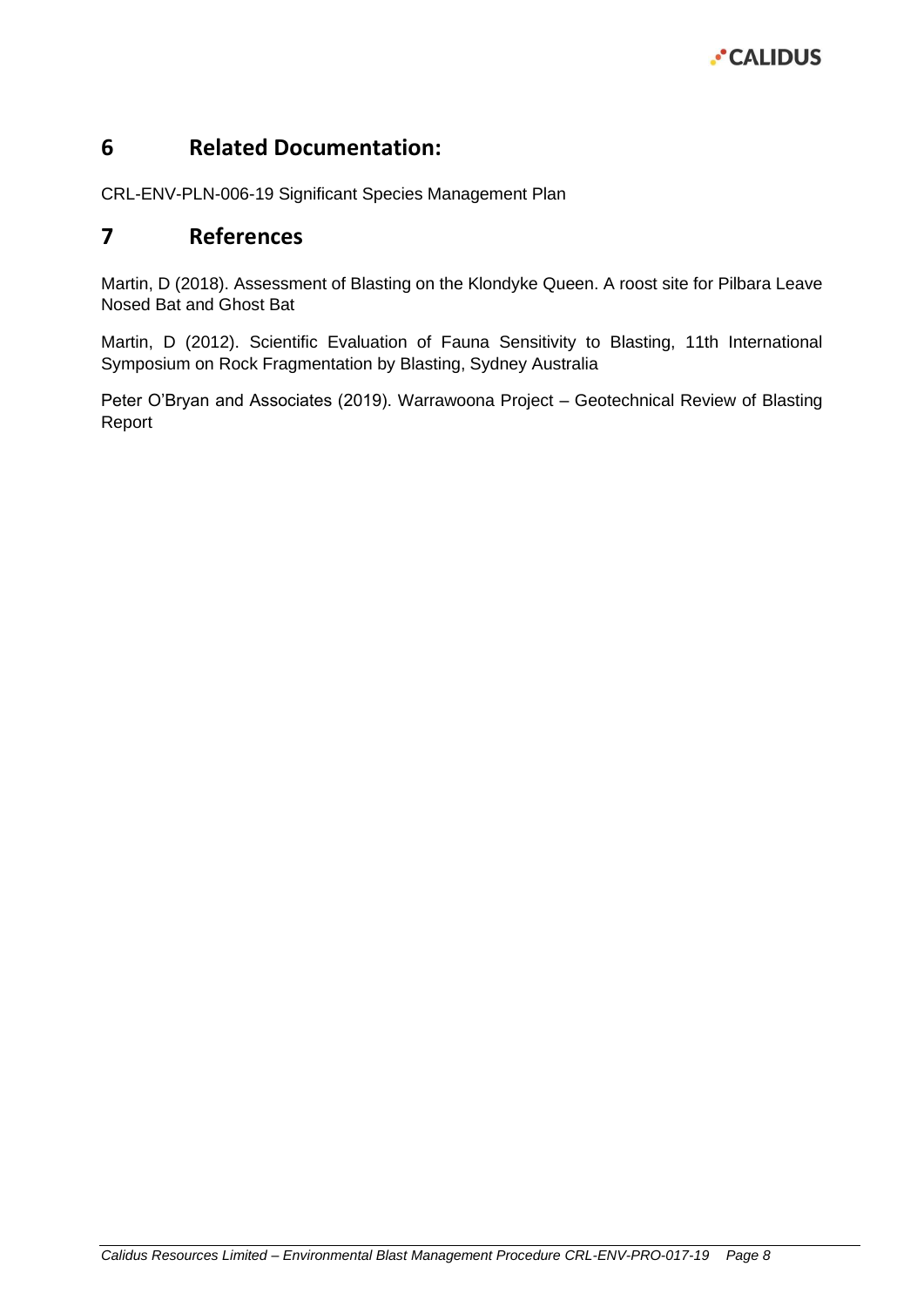## 6 Related Documentation:

CRL-ENV-PLN-006-19 Significant Species Management Plan

## 7 References

Martin, D (2018). Assessment of Blasting on the Klondyke Queen. A roost site for Pilbara Leave Nosed Bat and Ghost Bat

Martin, D (2012). Scientific Evaluation of Fauna Sensitivity to Blasting, 11th International Symposium on Rock Fragmentation by Blasting, Sydney Australia

Peter O'Bryan and Associates (2019). Warrawoona Project – Geotechnical Review of Blasting Report